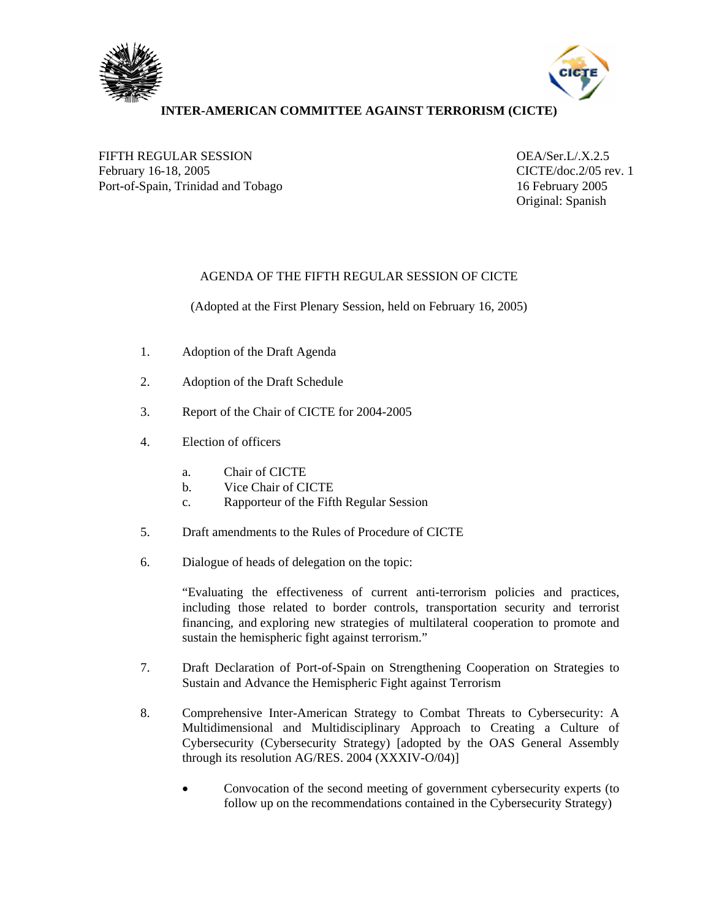# INTER-AMERICAN COMMITTEE AGAINST TERRORISM (CICTE)

FIFTH REGULAR SESSION
February 16-18, 2005
Port-of-Spain, Trinidad and Tobago

OEA/Ser.L/.X.2.5
CICTE/doc.2/05 rev. 1
16 February 2005
Original: Spanish

## AGENDA OF THE FIFTH REGULAR SESSION OF CICTE

(Adopted at the First Plenary Session, held on February 16, 2005)

1. Adoption of the Draft Agenda

2. Adoption of the Draft Schedule

3. Report of the Chair of CICTE for 2004-2005

4. Election of officers

   a. Chair of CICTE
   b. Vice Chair of CICTE
   c. Rapporteur of the Fifth Regular Session

5. Draft amendments to the Rules of Procedure of CICTE

6. Dialogue of heads of delegation on the topic:

   "Evaluating the effectiveness of current anti-terrorism policies and practices, including those related to border controls, transportation security and terrorist financing, and exploring new strategies of multilateral cooperation to promote and sustain the hemispheric fight against terrorism."

7. Draft Declaration of Port-of-Spain on Strengthening Cooperation on Strategies to Sustain and Advance the Hemispheric Fight against Terrorism

8. Comprehensive Inter-American Strategy to Combat Threats to Cybersecurity: A Multidimensional and Multidisciplinary Approach to Creating a Culture of Cybersecurity (Cybersecurity Strategy) [adopted by the OAS General Assembly through its resolution AG/RES. 2004 (XXXIV-O/04)]

   - Convocation of the second meeting of government cybersecurity experts (to follow up on the recommendations contained in the Cybersecurity Strategy)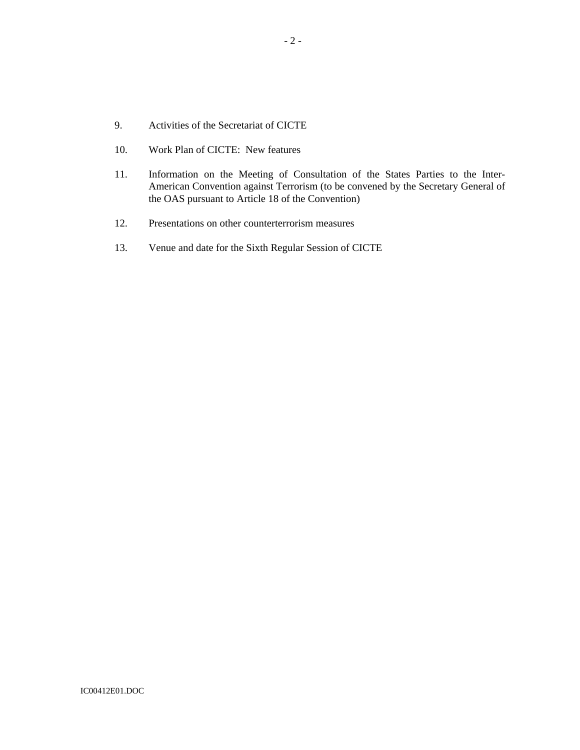9. Activities of the Secretariat of CICTE

10. Work Plan of CICTE: New features

11. Information on the Meeting of Consultation of the States Parties to the Inter-American Convention against Terrorism (to be convened by the Secretary General of the OAS pursuant to Article 18 of the Convention)

12. Presentations on other counterterrorism measures

13. Venue and date for the Sixth Regular Session of CICTE

IC00412E01.DOC